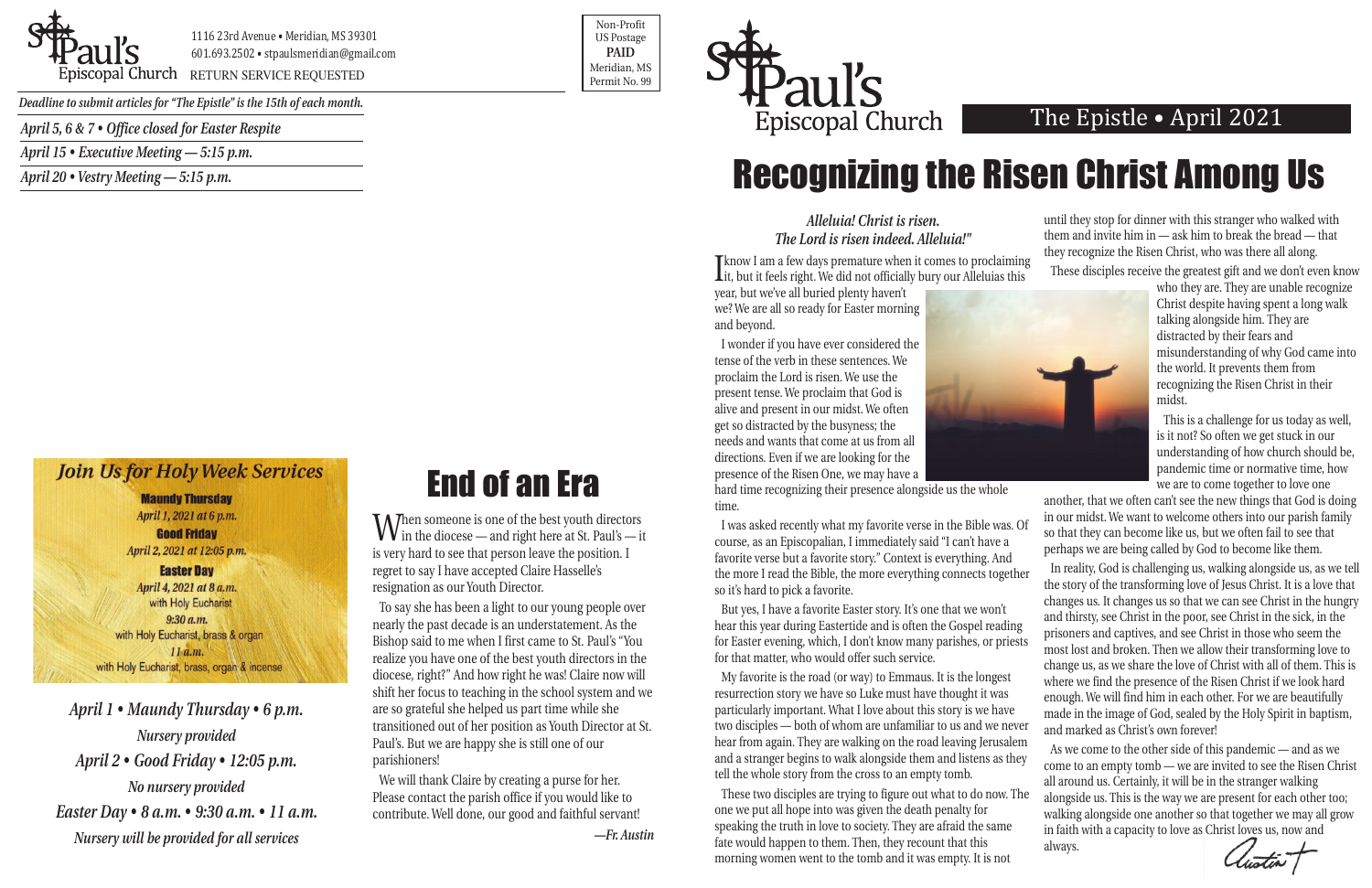St. Paul's Episcopal Church

1116 23rd Avenue • Meridian, MS 39301
601.693.2502 • stpaulsmeridian@gmail.com
RETURN SERVICE REQUESTED

Non-Profit
US Postage
**PAID**
Meridian, MS
Permit No. 99

*Deadline to submit articles for "The Epistle" is the 15th of each month.*

*April 5, 6 & 7 • Office closed for Easter Respite*

*April 15 • Executive Meeting — 5:15 p.m.*

*April 20 • Vestry Meeting — 5:15 p.m.*

## Join Us for Holy Week Services

**Maundy Thursday**
*April 1, 2021 at 6 p.m.*

**Good Friday**
*April 2, 2021 at 12:05 p.m.*

**Easter Day**
*April 4, 2021 at 8 a.m.*
with Holy Eucharist
*9:30 a.m.*
with Holy Eucharist, brass & organ
*11 a.m.*
with Holy Eucharist, brass, organ & incense

*April 1 • Maundy Thursday • 6 p.m.*
*Nursery provided*
*April 2 • Good Friday • 12:05 p.m.*
*No nursery provided*
*Easter Day • 8 a.m. • 9:30 a.m. • 11 a.m.*
*Nursery will be provided for all services*

# End of an Era

When someone is one of the best youth directors in the diocese — and right here at St. Paul's — it is very hard to see that person leave the position. I regret to say I have accepted Claire Hasselle's resignation as our Youth Director.

To say she has been a light to our young people over nearly the past decade is an understatement. As the Bishop said to me when I first came to St. Paul's "You realize you have one of the best youth directors in the diocese, right?" And how right he was! Claire now will shift her focus to teaching in the school system and we are so grateful she helped us part time while she transitioned out of her position as Youth Director at St. Paul's. But we are happy she is still one of our parishioners!

We will thank Claire by creating a purse for her. Please contact the parish office if you would like to contribute. Well done, our good and faithful servant!

*—Fr. Austin*

St. Paul's Episcopal Church

The Epistle • April 2021

# Recognizing the Risen Christ Among Us

*Alleluia! Christ is risen.*
*The Lord is risen indeed. Alleluia!"*

I know I am a few days premature when it comes to proclaiming it, but it feels right. We did not officially bury our Alleluias this year, but we've all buried plenty haven't we? We are all so ready for Easter morning and beyond.

I wonder if you have ever considered the tense of the verb in these sentences. We proclaim the Lord is risen. We use the present tense. We proclaim that God is alive and present in our midst. We often get so distracted by the busyness; the needs and wants that come at us from all directions. Even if we are looking for the presence of the Risen One, we may have a hard time recognizing their presence alongside us the whole time.

I was asked recently what my favorite verse in the Bible was. Of course, as an Episcopalian, I immediately said "I can't have a favorite verse but a favorite story." Context is everything. And the more I read the Bible, the more everything connects together so it's hard to pick a favorite.

But yes, I have a favorite Easter story. It's one that we won't hear this year during Eastertide and is often the Gospel reading for Easter evening, which, I don't know many parishes, or priests for that matter, who would offer such service.

My favorite is the road (or way) to Emmaus. It is the longest resurrection story we have so Luke must have thought it was particularly important. What I love about this story is we have two disciples — both of whom are unfamiliar to us and we never hear from again. They are walking on the road leaving Jerusalem and a stranger begins to walk alongside them and listens as they tell the whole story from the cross to an empty tomb.

These two disciples are trying to figure out what to do now. The one we put all hope into was given the death penalty for speaking the truth in love to society. They are afraid the same fate would happen to them. Then, they recount that this morning women went to the tomb and it was empty. It is not until they stop for dinner with this stranger who walked with them and invite him in — ask him to break the bread — that they recognize the Risen Christ, who was there all along.

These disciples receive the greatest gift and we don't even know who they are. They are unable recognize Christ despite having spent a long walk talking alongside him. They are distracted by their fears and misunderstanding of why God came into the world. It prevents them from recognizing the Risen Christ in their midst.

This is a challenge for us today as well, is it not? So often we get stuck in our understanding of how church should be, pandemic time or normative time, how we are to come together to love one another, that we often can't see the new things that God is doing in our midst. We want to welcome others into our parish family so that they can become like us, but we often fail to see that perhaps we are being called by God to become like them.

In reality, God is challenging us, walking alongside us, as we tell the story of the transforming love of Jesus Christ. It is a love that changes us. It changes us so that we can see Christ in the hungry and thirsty, see Christ in the poor, see Christ in the sick, in the prisoners and captives, and see Christ in those who seem the most lost and broken. Then we allow their transforming love to change us, as we share the love of Christ with all of them. This is where we find the presence of the Risen Christ if we look hard enough. We will find him in each other. For we are beautifully made in the image of God, sealed by the Holy Spirit in baptism, and marked as Christ's own forever!

As we come to the other side of this pandemic — and as we come to an empty tomb — we are invited to see the Risen Christ all around us. Certainly, it will be in the stranger walking alongside us. This is the way we are present for each other too; walking alongside one another so that together we may all grow in faith with a capacity to love as Christ loves us, now and always.

*Austin+*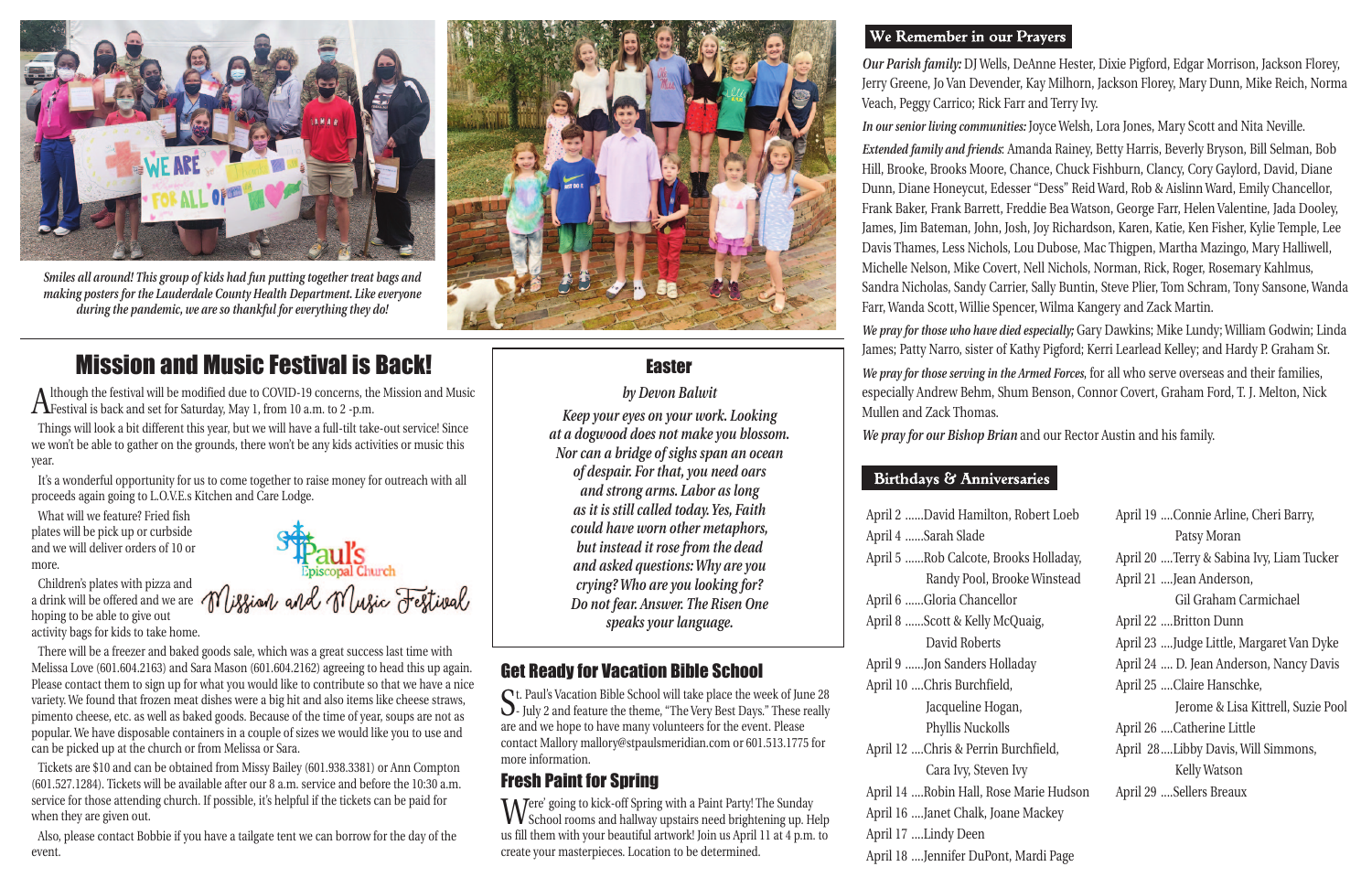*Smiles all around! This group of kids had fun putting together treat bags and making posters for the Lauderdale County Health Department. Like everyone during the pandemic, we are so thankful for everything they do!*

# Mission and Music Festival is Back!

Although the festival will be modified due to COVID-19 concerns, the Mission and Music Festival is back and set for Saturday, May 1, from 10 a.m. to 2 -p.m.

Things will look a bit different this year, but we will have a full-tilt take-out service! Since we won't be able to gather on the grounds, there won't be any kids activities or music this year.

It's a wonderful opportunity for us to come together to raise money for outreach with all proceeds again going to L.O.V.E.s Kitchen and Care Lodge.

What will we feature? Fried fish plates will be pick up or curbside and we will deliver orders of 10 or more.

Children's plates with pizza and a drink will be offered and we are hoping to be able to give out activity bags for kids to take home.

St. Paul's Episcopal Church
Mission and Music Festival

There will be a freezer and baked goods sale, which was a great success last time with Melissa Love (601.604.2163) and Sara Mason (601.604.2162) agreeing to head this up again. Please contact them to sign up for what you would like to contribute so that we have a nice variety. We found that frozen meat dishes were a big hit and also items like cheese straws, pimento cheese, etc. as well as baked goods. Because of the time of year, soups are not as popular. We have disposable containers in a couple of sizes we would like you to use and can be picked up at the church or from Melissa or Sara.

Tickets are $10 and can be obtained from Missy Bailey (601.938.3381) or Ann Compton (601.527.1284). Tickets will be available after our 8 a.m. service and before the 10:30 a.m. service for those attending church. If possible, it's helpful if the tickets can be paid for when they are given out.

Also, please contact Bobbie if you have a tailgate tent we can borrow for the day of the event.

## Easter

*by Devon Balwit*

***Keep your eyes on your work. Looking at a dogwood does not make you blossom. Nor can a bridge of sighs span an ocean of despair. For that, you need oars and strong arms. Labor as long as it is still called today. Yes, Faith could have worn other metaphors, but instead it rose from the dead and asked questions: Who are you crying? Who are you looking for? Do not fear. Answer. The Risen One speaks your language.***

## Get Ready for Vacation Bible School

St. Paul's Vacation Bible School will take place the week of June 28 - July 2 and feature the theme, "The Very Best Days." These really are and we hope to have many volunteers for the event. Please contact Mallory mallory@stpaulsmeridian.com or 601.513.1775 for more information.

## Fresh Paint for Spring

Were' going to kick-off Spring with a Paint Party! The Sunday School rooms and hallway upstairs need brightening up. Help us fill them with your beautiful artwork! Join us April 11 at 4 p.m. to create your masterpieces. Location to be determined.

## We Remember in our Prayers

***Our Parish family:*** DJ Wells, DeAnne Hester, Dixie Pigford, Edgar Morrison, Jackson Florey, Jerry Greene, Jo Van Devender, Kay Milhorn, Jackson Florey, Mary Dunn, Mike Reich, Norma Veach, Peggy Carrico; Rick Farr and Terry Ivy.

***In our senior living communities:*** Joyce Welsh, Lora Jones, Mary Scott and Nita Neville.

***Extended family and friends***: Amanda Rainey, Betty Harris, Beverly Bryson, Bill Selman, Bob Hill, Brooke, Brooks Moore, Chance, Chuck Fishburn, Clancy, Cory Gaylord, David, Diane Dunn, Diane Honeycut, Edesser "Dess" Reid Ward, Rob & Aislinn Ward, Emily Chancellor, Frank Baker, Frank Barrett, Freddie Bea Watson, George Farr, Helen Valentine, Jada Dooley, James, Jim Bateman, John, Josh, Joy Richardson, Karen, Katie, Ken Fisher, Kylie Temple, Lee Davis Thames, Less Nichols, Lou Dubose, Mac Thigpen, Martha Mazingo, Mary Halliwell, Michelle Nelson, Mike Covert, Nell Nichols, Norman, Rick, Roger, Rosemary Kahlmus, Sandra Nicholas, Sandy Carrier, Sally Buntin, Steve Plier, Tom Schram, Tony Sansone, Wanda Farr, Wanda Scott, Willie Spencer, Wilma Kangery and Zack Martin.

***We pray for those who have died especially;*** Gary Dawkins; Mike Lundy; William Godwin; Linda James; Patty Narro, sister of Kathy Pigford; Kerri Learlead Kelley; and Hardy P. Graham Sr.

***We pray for those serving in the Armed Forces***, for all who serve overseas and their families, especially Andrew Behm, Shum Benson, Connor Covert, Graham Ford, T. J. Melton, Nick Mullen and Zack Thomas.

***We pray for our Bishop Brian*** and our Rector Austin and his family.

## Birthdays & Anniversaries

April 2 ......David Hamilton, Robert Loeb
April 4 ......Sarah Slade
April 5 ......Rob Calcote, Brooks Holladay, Randy Pool, Brooke Winstead
April 6 ......Gloria Chancellor
April 8 ......Scott & Kelly McQuaig, David Roberts
April 9 ......Jon Sanders Holladay
April 10 ....Chris Burchfield, Jacqueline Hogan, Phyllis Nuckolls
April 12 ....Chris & Perrin Burchfield, Cara Ivy, Steven Ivy
April 14 ....Robin Hall, Rose Marie Hudson
April 16 ....Janet Chalk, Joane Mackey
April 17 ....Lindy Deen
April 18 ....Jennifer DuPont, Mardi Page
April 19 ....Connie Arline, Cheri Barry, Patsy Moran
April 20 ....Terry & Sabina Ivy, Liam Tucker
April 21 ....Jean Anderson, Gil Graham Carmichael
April 22 ....Britton Dunn
April 23 ....Judge Little, Margaret Van Dyke
April 24 .... D. Jean Anderson, Nancy Davis
April 25 ....Claire Hanschke, Jerome & Lisa Kittrell, Suzie Pool
April 26 ....Catherine Little
April 28....Libby Davis, Will Simmons, Kelly Watson
April 29 ....Sellers Breaux